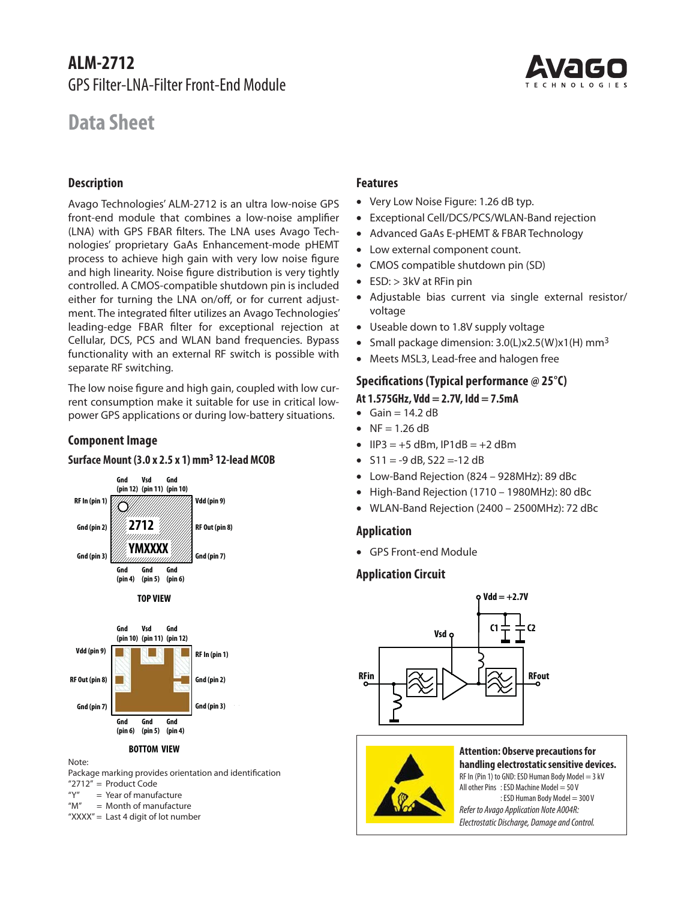# ALM-2712

GPS Filter-LNA-Filter Front-End Module

## Data Sheet

### Description

Avago Technologies' ALM-2712 is an ultra low-noise GPS front-end module that combines a low-noise amplifier (LNA) with GPS FBAR filters. The LNA uses Avago Technologies' proprietary GaAs Enhancement-mode pHEMT process to achieve high gain with very low noise figure and high linearity. Noise figure distribution is very tightly controlled. A CMOS-compatible shutdown pin is included either for turning the LNA on/off, or for current adjustment. The integrated filter utilizes an Avago Technologies' leading-edge FBAR filter for exceptional rejection at Cellular, DCS, PCS and WLAN band frequencies. Bypass functionality with an external RF switch is possible with separate RF switching.

The low noise figure and high gain, coupled with low current consumption make it suitable for use in critical low-power GPS applications or during low-battery situations.

### Component Image

**Surface Mount (3.0 x 2.5 x 1) mm$^3$ 12-lead MCOB**

Gnd (pin 12), Vsd (pin 11), Gnd (pin 10), RF In (pin 1), Vdd (pin 9), Gnd (pin 2), RF Out (pin 8), Gnd (pin 3), Gnd (pin 7), Gnd (pin 4), Gnd (pin 5), Gnd (pin 6)

2712
YMXXXX

**TOP VIEW**

Gnd (pin 10), Vsd (pin 11), Gnd (pin 12), Vdd (pin 9), RF In (pin 1), RF Out (pin 8), Gnd (pin 2), Gnd (pin 7), Gnd (pin 3), Gnd (pin 6), Gnd (pin 5), Gnd (pin 4)

**BOTTOM VIEW**

Note:
Package marking provides orientation and identification
"2712" = Product Code
"Y" = Year of manufacture
"M" = Month of manufacture
"XXXX" = Last 4 digit of lot number

### Features

- Very Low Noise Figure: 1.26 dB typ.
- Exceptional Cell/DCS/PCS/WLAN-Band rejection
- Advanced GaAs E-pHEMT & FBAR Technology
- Low external component count.
- CMOS compatible shutdown pin (SD)
- ESD: > 3kV at RFin pin
- Adjustable bias current via single external resistor/voltage
- Useable down to 1.8V supply voltage
- Small package dimension: 3.0(L)x2.5(W)x1(H) mm$^3$
- Meets MSL3, Lead-free and halogen free

### Specifications (Typical performance @ 25°C)

**At 1.575GHz, Vdd = 2.7V, Idd = 7.5mA**

- Gain = 14.2 dB
- NF = 1.26 dB
- IIP3 = +5 dBm, IP1dB = +2 dBm
- S11 = -9 dB, S22 =-12 dB
- Low-Band Rejection (824 – 928MHz): 89 dBc
- High-Band Rejection (1710 – 1980MHz): 80 dBc
- WLAN-Band Rejection (2400 – 2500MHz): 72 dBc

### Application

- GPS Front-end Module

### Application Circuit

Vdd = +2.7V, Vsd, C1, C2, RFin, RFout

**Attention: Observe precautions for handling electrostatic sensitive devices.**

RF In (Pin 1) to GND: ESD Human Body Model = 3 kV
All other Pins : ESD Machine Model = 50 V
: ESD Human Body Model = 300 V

*Refer to Avago Application Note A004R: Electrostatic Discharge, Damage and Control.*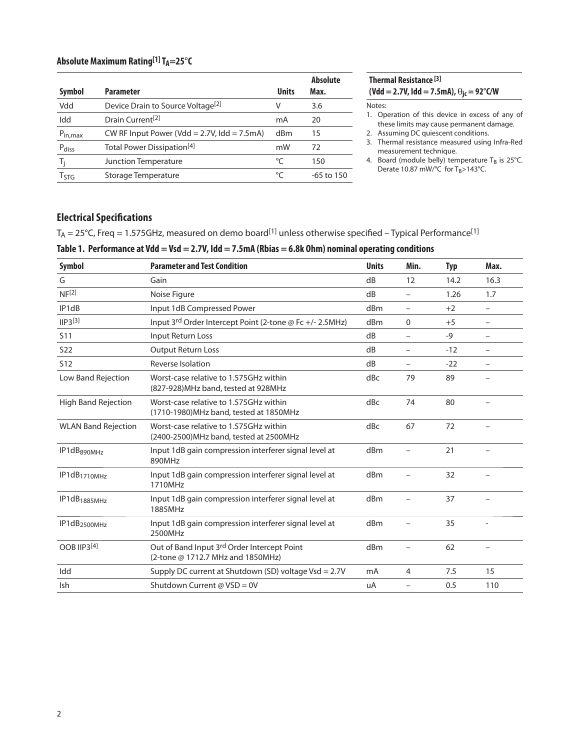## Absolute Maximum Rating[1] $T_A$=25°C

| Symbol | Parameter | Units | Absolute Max. |
|---|---|---|---|
| Vdd | Device Drain to Source Voltage[2] | V | 3.6 |
| Idd | Drain Current[2] | mA | 20 |
| $P_{in,max}$ | CW RF Input Power (Vdd = 2.7V, Idd = 7.5mA) | dBm | 15 |
| $P_{diss}$ | Total Power Dissipation[4] | mW | 72 |
| $T_j$ | Junction Temperature | °C | 150 |
| $T_{STG}$ | Storage Temperature | °C | -65 to 150 |

**Thermal Resistance [3]**
**(Vdd = 2.7V, Idd = 7.5mA), $\theta_{jc}$ = 92°C/W**

Notes:

1. Operation of this device in excess of any of these limits may cause permanent damage.
2. Assuming DC quiescent conditions.
3. Thermal resistance measured using Infra-Red measurement technique.
4. Board (module belly) temperature $T_B$ is 25°C. Derate 10.87 mW/°C for $T_B$>143°C.

## Electrical Specifications

$T_A$ = 25°C, Freq = 1.575GHz, measured on demo board[1] unless otherwise specified – Typical Performance[1]

**Table 1. Performance at Vdd = Vsd = 2.7V, Idd = 7.5mA (Rbias = 6.8k Ohm) nominal operating conditions**

| Symbol | Parameter and Test Condition | Units | Min. | Typ | Max. |
|---|---|---|---|---|---|
| G | Gain | dB | 12 | 14.2 | 16.3 |
| NF[2] | Noise Figure | dB | – | 1.26 | 1.7 |
| IP1dB | Input 1dB Compressed Power | dBm | – | +2 | – |
| IIP3[3] | Input 3rd Order Intercept Point (2-tone @ Fc +/- 2.5MHz) | dBm | 0 | +5 | – |
| S11 | Input Return Loss | dB | – | -9 | – |
| S22 | Output Return Loss | dB | – | -12 | – |
| S12 | Reverse Isolation | dB | – | -22 | – |
| Low Band Rejection | Worst-case relative to 1.575GHz within (827-928)MHz band, tested at 928MHz | dBc | 79 | 89 | – |
| High Band Rejection | Worst-case relative to 1.575GHz within (1710-1980)MHz band, tested at 1850MHz | dBc | 74 | 80 | – |
| WLAN Band Rejection | Worst-case relative to 1.575GHz within (2400-2500)MHz band, tested at 2500MHz | dBc | 67 | 72 | – |
| $IP1dB_{890MHz}$ | Input 1dB gain compression interferer signal level at 890MHz | dBm | – | 21 | – |
| $IP1dB_{1710MHz}$ | Input 1dB gain compression interferer signal level at 1710MHz | dBm | – | 32 | – |
| $IP1dB_{1885MHz}$ | Input 1dB gain compression interferer signal level at 1885MHz | dBm | – | 37 | – |
| $IP1dB_{2500MHz}$ | Input 1dB gain compression interferer signal level at 2500MHz | dBm | – | 35 | - |
| OOB IIP3[4] | Out of Band Input 3rd Order Intercept Point (2-tone @ 1712.7 MHz and 1850MHz) | dBm | – | 62 | – |
| Idd | Supply DC current at Shutdown (SD) voltage Vsd = 2.7V | mA | 4 | 7.5 | 15 |
| Ish | Shutdown Current @ VSD = 0V | uA | – | 0.5 | 110 |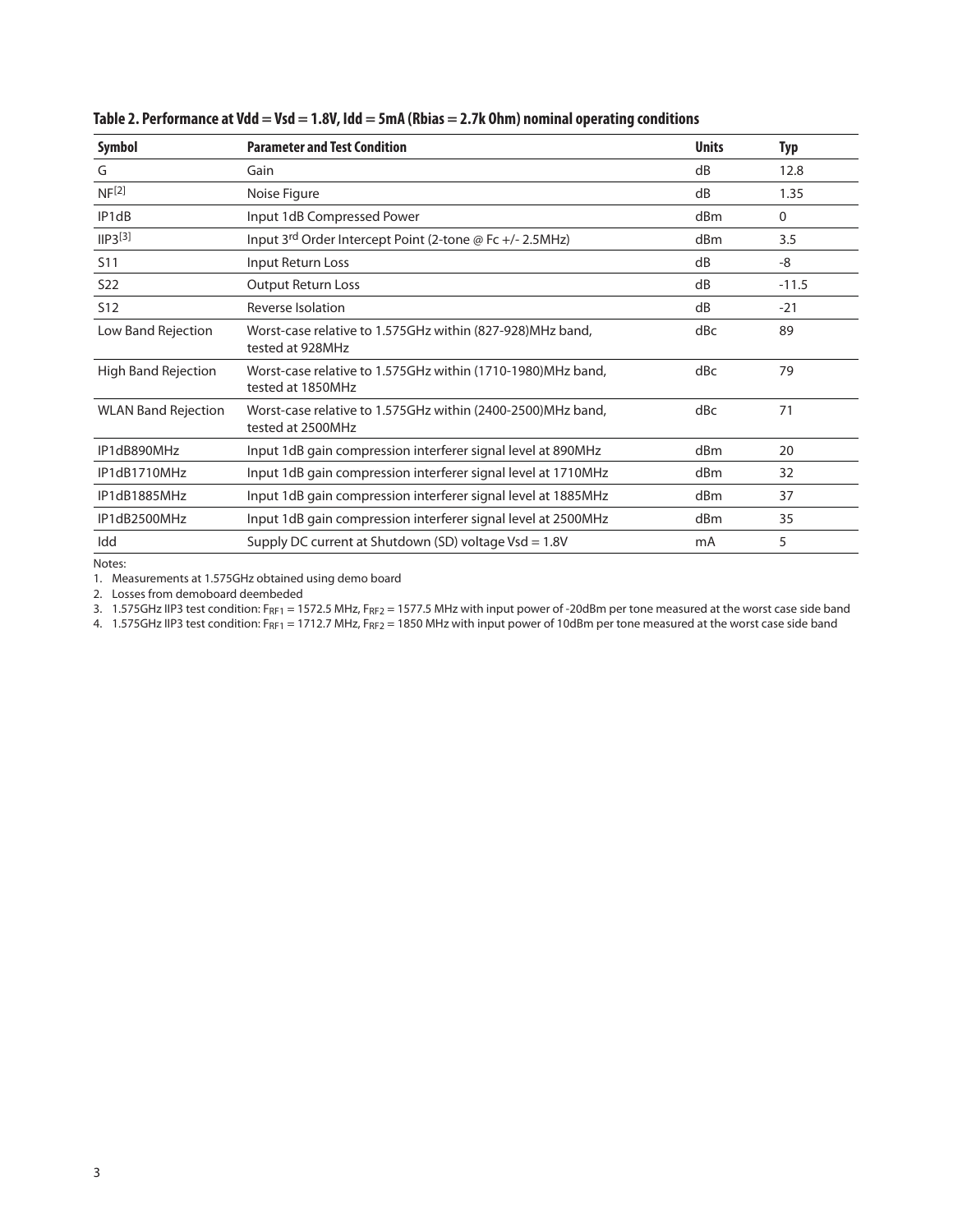**Table 2. Performance at Vdd = Vsd = 1.8V, Idd = 5mA (Rbias = 2.7k Ohm) nominal operating conditions**

| Symbol | Parameter and Test Condition | Units | Typ |
|---|---|---|---|
| G | Gain | dB | 12.8 |
| NF[2] | Noise Figure | dB | 1.35 |
| IP1dB | Input 1dB Compressed Power | dBm | 0 |
| IIP3[3] | Input 3rd Order Intercept Point (2-tone @ Fc +/- 2.5MHz) | dBm | 3.5 |
| S11 | Input Return Loss | dB | -8 |
| S22 | Output Return Loss | dB | -11.5 |
| S12 | Reverse Isolation | dB | -21 |
| Low Band Rejection | Worst-case relative to 1.575GHz within (827-928)MHz band, tested at 928MHz | dBc | 89 |
| High Band Rejection | Worst-case relative to 1.575GHz within (1710-1980)MHz band, tested at 1850MHz | dBc | 79 |
| WLAN Band Rejection | Worst-case relative to 1.575GHz within (2400-2500)MHz band, tested at 2500MHz | dBc | 71 |
| IP1dB890MHz | Input 1dB gain compression interferer signal level at 890MHz | dBm | 20 |
| IP1dB1710MHz | Input 1dB gain compression interferer signal level at 1710MHz | dBm | 32 |
| IP1dB1885MHz | Input 1dB gain compression interferer signal level at 1885MHz | dBm | 37 |
| IP1dB2500MHz | Input 1dB gain compression interferer signal level at 2500MHz | dBm | 35 |
| Idd | Supply DC current at Shutdown (SD) voltage Vsd = 1.8V | mA | 5 |

Notes:

1. Measurements at 1.575GHz obtained using demo board
2. Losses from demoboard deembeded
3. 1.575GHz IIP3 test condition: $F_{RF1}$ = 1572.5 MHz, $F_{RF2}$ = 1577.5 MHz with input power of -20dBm per tone measured at the worst case side band
4. 1.575GHz IIP3 test condition: $F_{RF1}$ = 1712.7 MHz, $F_{RF2}$ = 1850 MHz with input power of 10dBm per tone measured at the worst case side band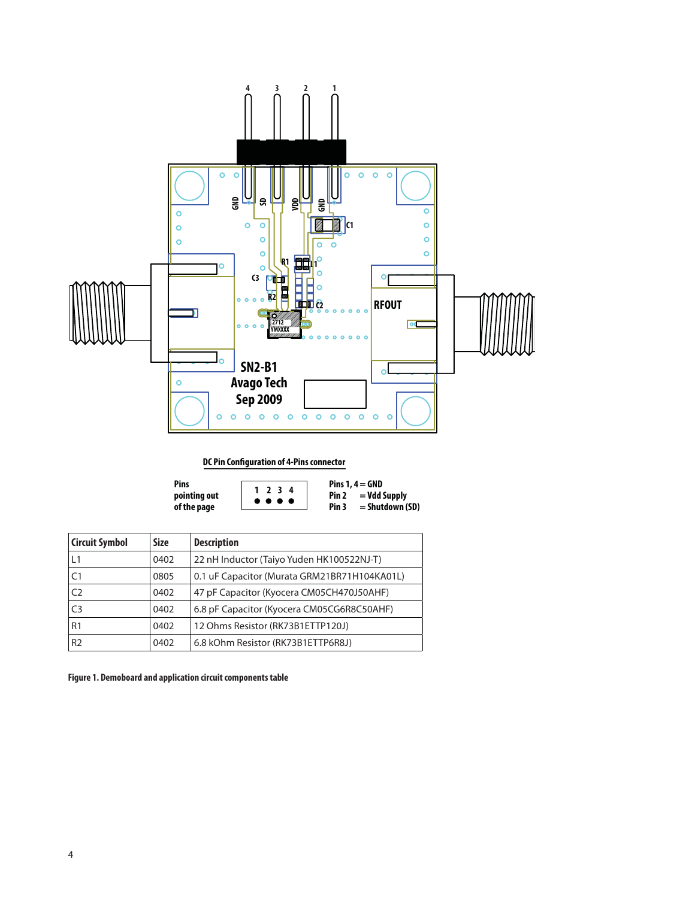**DC Pin Configuration of 4-Pins connector**

Pins pointing out of the page

1 2 3 4

Pins 1, 4 = GND
Pin 2 = Vdd Supply
Pin 3 = Shutdown (SD)

| Circuit Symbol | Size | Description |
|---|---|---|
| L1 | 0402 | 22 nH Inductor (Taiyo Yuden HK100522NJ-T) |
| C1 | 0805 | 0.1 uF Capacitor (Murata GRM21BR71H104KA01L) |
| C2 | 0402 | 47 pF Capacitor (Kyocera CM05CH470J50AHF) |
| C3 | 0402 | 6.8 pF Capacitor (Kyocera CM05CG6R8C50AHF) |
| R1 | 0402 | 12 Ohms Resistor (RK73B1ETTP120J) |
| R2 | 0402 | 6.8 kOhm Resistor (RK73B1ETTP6R8J) |

**Figure 1. Demoboard and application circuit components table**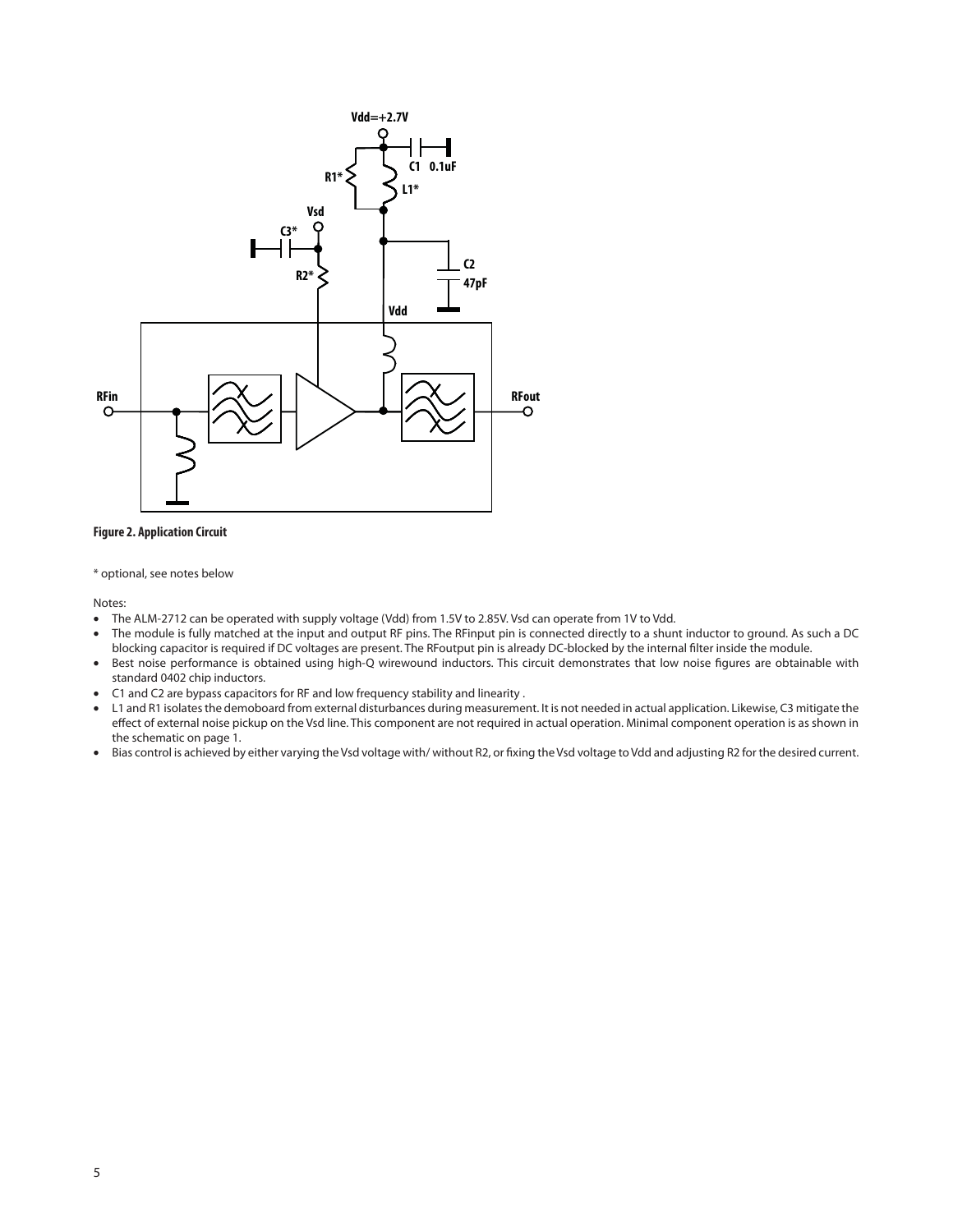Figure 2. Application Circuit

* optional, see notes below

Notes:

- The ALM-2712 can be operated with supply voltage (Vdd) from 1.5V to 2.85V. Vsd can operate from 1V to Vdd.
- The module is fully matched at the input and output RF pins. The RFinput pin is connected directly to a shunt inductor to ground. As such a DC blocking capacitor is required if DC voltages are present. The RFoutput pin is already DC-blocked by the internal filter inside the module.
- Best noise performance is obtained using high-Q wirewound inductors. This circuit demonstrates that low noise figures are obtainable with standard 0402 chip inductors.
- C1 and C2 are bypass capacitors for RF and low frequency stability and linearity .
- L1 and R1 isolates the demoboard from external disturbances during measurement. It is not needed in actual application. Likewise, C3 mitigate the effect of external noise pickup on the Vsd line. This component are not required in actual operation. Minimal component operation is as shown in the schematic on page 1.
- Bias control is achieved by either varying the Vsd voltage with/ without R2, or fixing the Vsd voltage to Vdd and adjusting R2 for the desired current.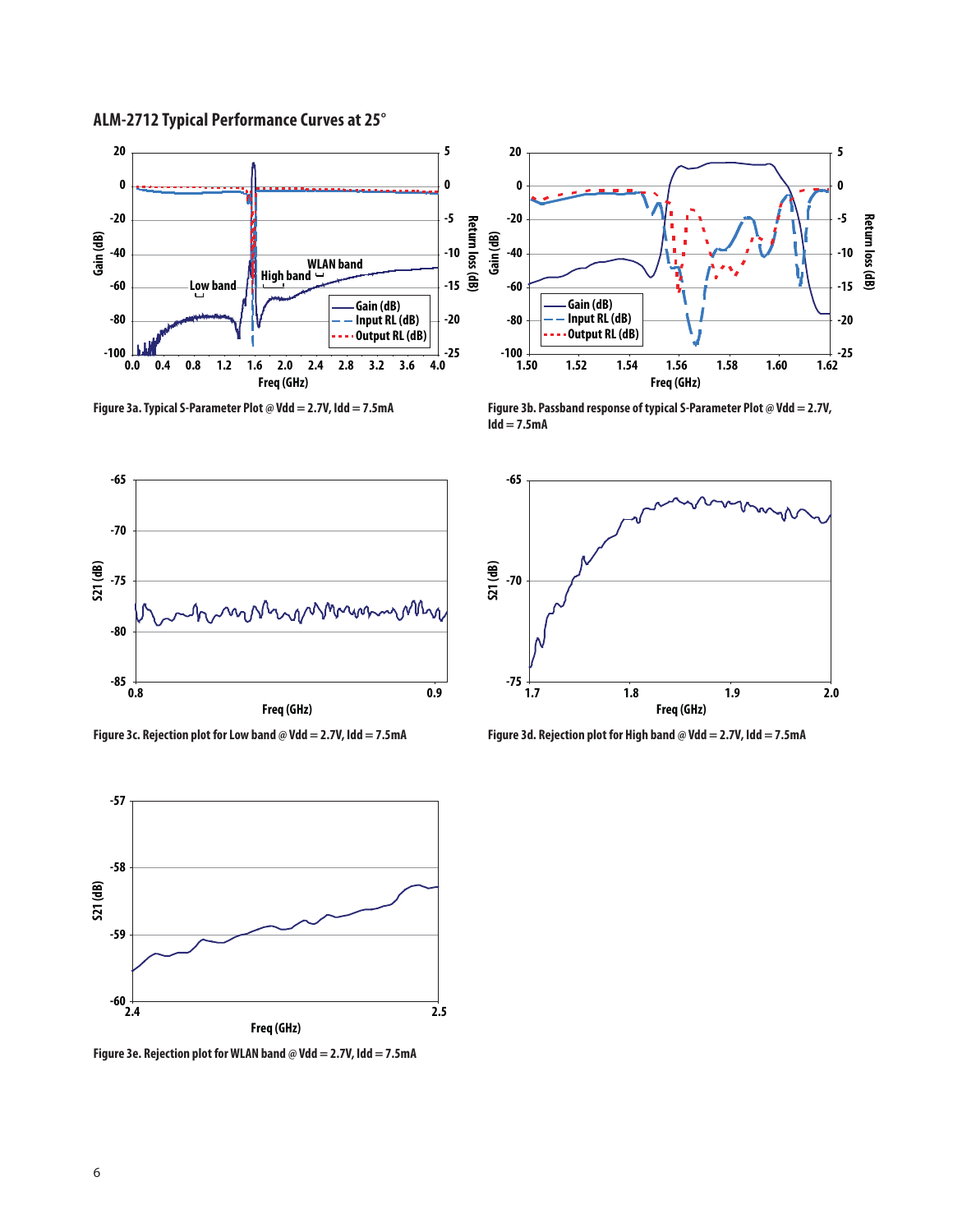## ALM-2712 Typical Performance Curves at 25°

Figure 3a. Typical S-Parameter Plot @ Vdd = 2.7V, Idd = 7.5mA

Figure 3b. Passband response of typical S-Parameter Plot @ Vdd = 2.7V, Idd = 7.5mA

Figure 3c. Rejection plot for Low band @ Vdd = 2.7V, Idd = 7.5mA

Figure 3d. Rejection plot for High band @ Vdd = 2.7V, Idd = 7.5mA

Figure 3e. Rejection plot for WLAN band @ Vdd = 2.7V, Idd = 7.5mA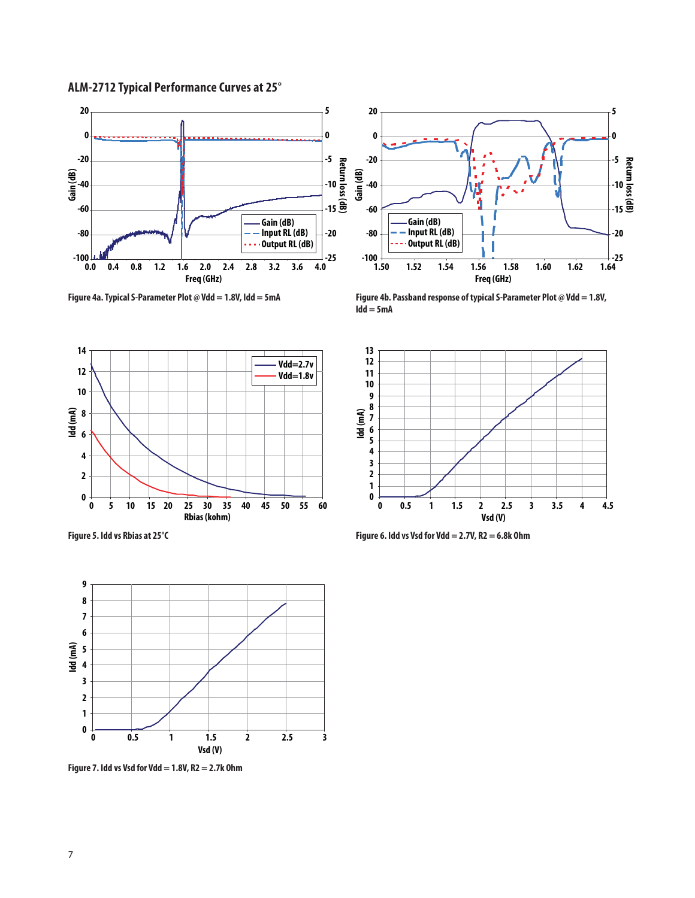## ALM-2712 Typical Performance Curves at 25°

Figure 4a. Typical S-Parameter Plot @ Vdd = 1.8V, Idd = 5mA

Figure 4b. Passband response of typical S-Parameter Plot @ Vdd = 1.8V, Idd = 5mA

Figure 5. Idd vs Rbias at 25°C

Figure 6. Idd vs Vsd for Vdd = 2.7V, R2 = 6.8k Ohm

Figure 7. Idd vs Vsd for Vdd = 1.8V, R2 = 2.7k Ohm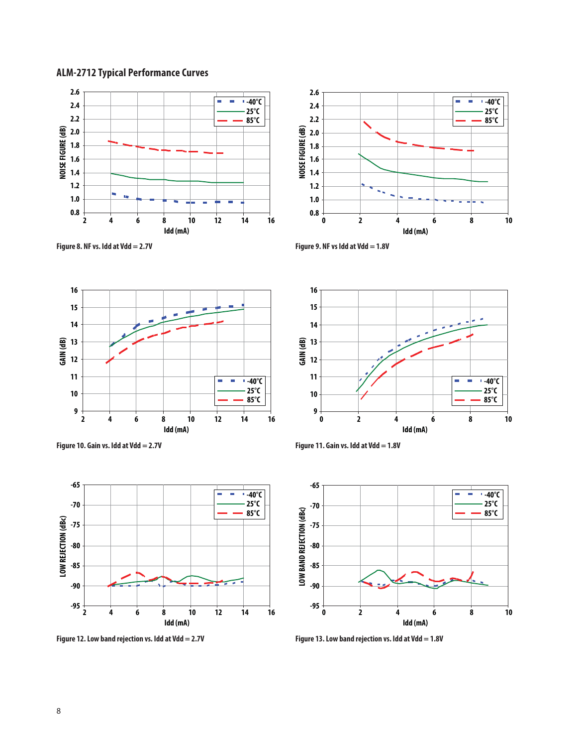## ALM-2712 Typical Performance Curves

Figure 8. NF vs. Idd at Vdd = 2.7V

Figure 9. NF vs Idd at Vdd = 1.8V

Figure 10. Gain vs. Idd at Vdd = 2.7V

Figure 11. Gain vs. Idd at Vdd = 1.8V

Figure 12. Low band rejection vs. Idd at Vdd = 2.7V

Figure 13. Low band rejection vs. Idd at Vdd = 1.8V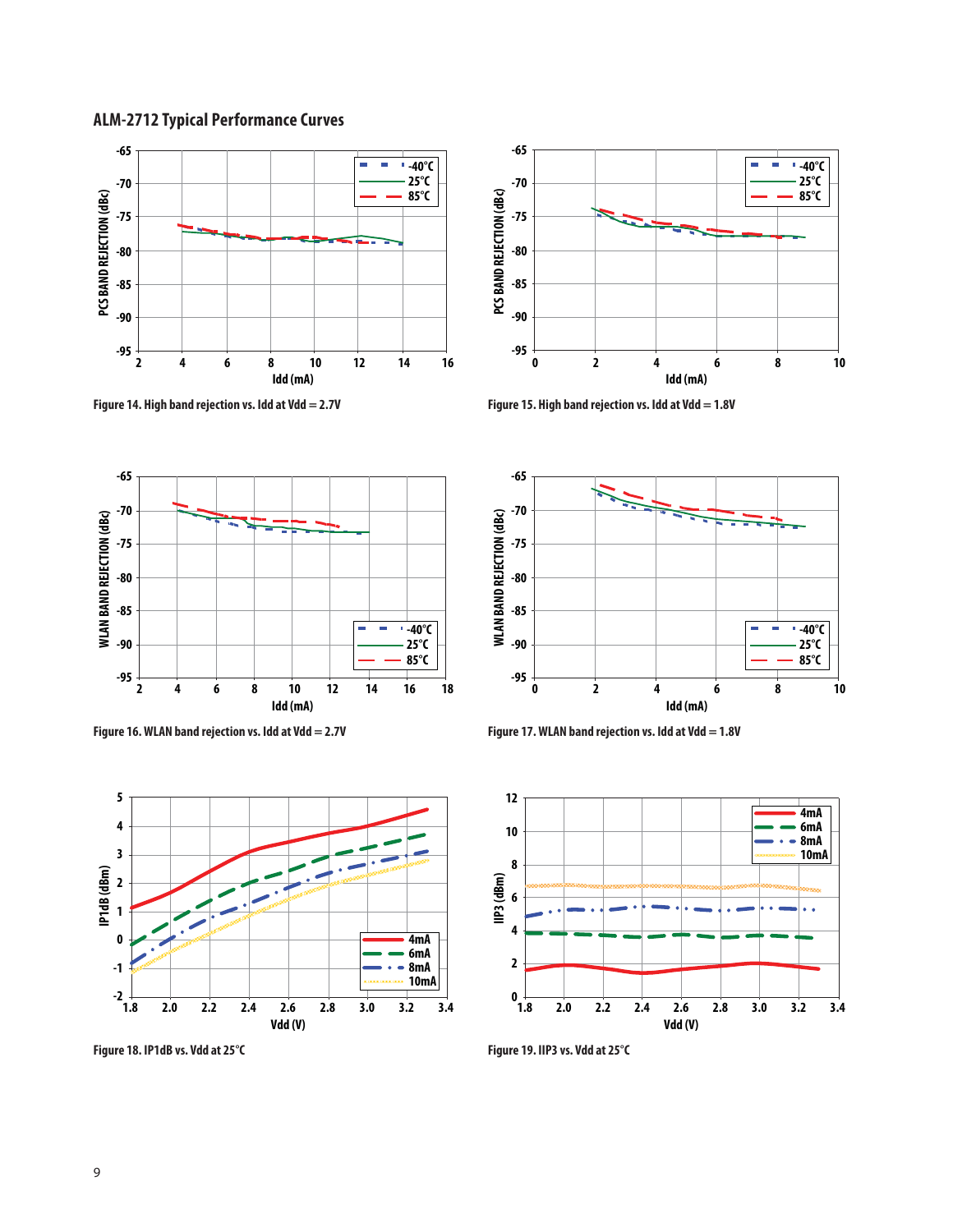## ALM-2712 Typical Performance Curves

Figure 14. High band rejection vs. Idd at Vdd = 2.7V

Figure 15. High band rejection vs. Idd at Vdd = 1.8V

Figure 16. WLAN band rejection vs. Idd at Vdd = 2.7V

Figure 17. WLAN band rejection vs. Idd at Vdd = 1.8V

Figure 18. IP1dB vs. Vdd at 25°C

Figure 19. IIP3 vs. Vdd at 25°C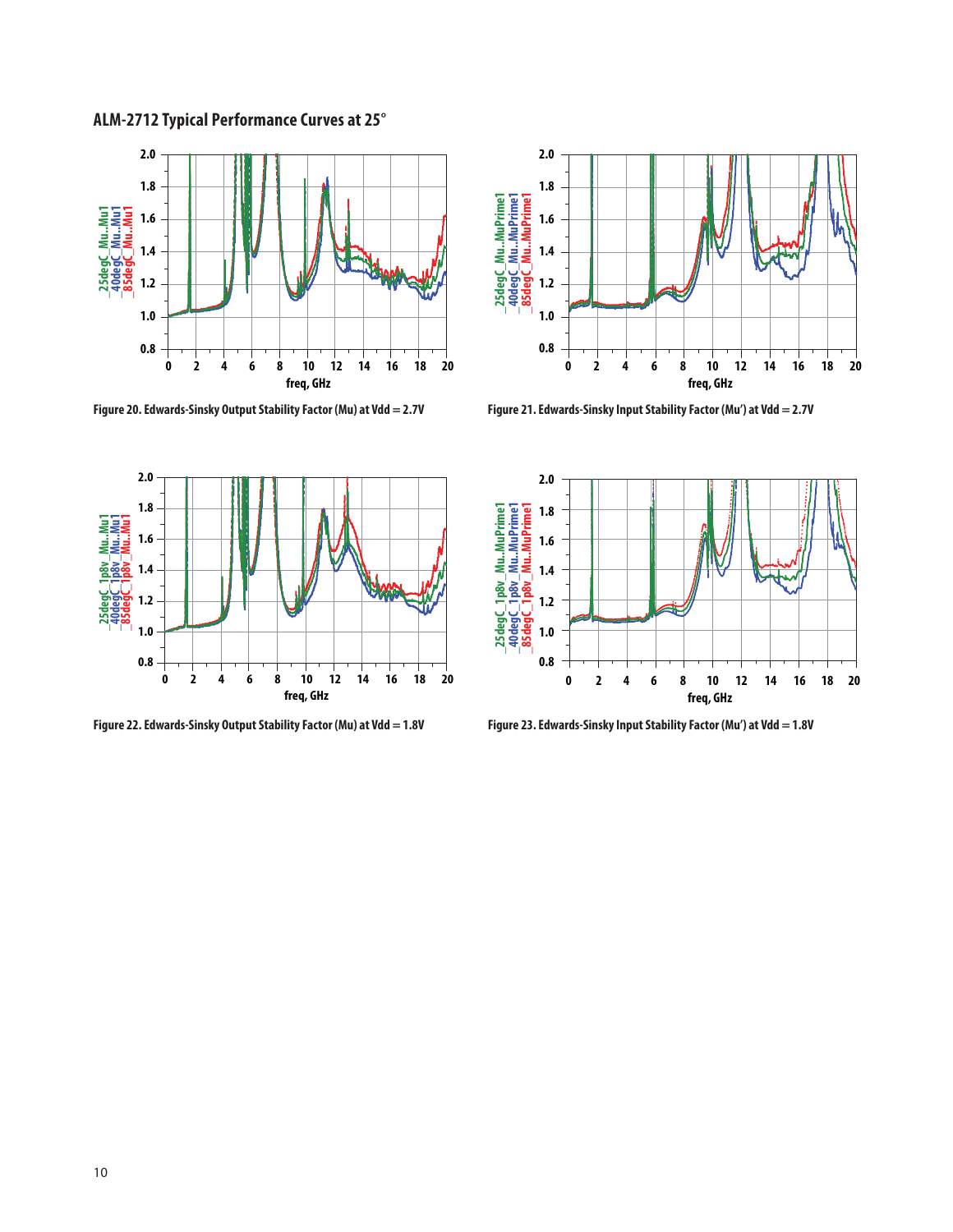## ALM-2712 Typical Performance Curves at 25°

Figure 20. Edwards-Sinsky Output Stability Factor (Mu) at Vdd = 2.7V

Figure 21. Edwards-Sinsky Input Stability Factor (Mu') at Vdd = 2.7V

Figure 22. Edwards-Sinsky Output Stability Factor (Mu) at Vdd = 1.8V

Figure 23. Edwards-Sinsky Input Stability Factor (Mu') at Vdd = 1.8V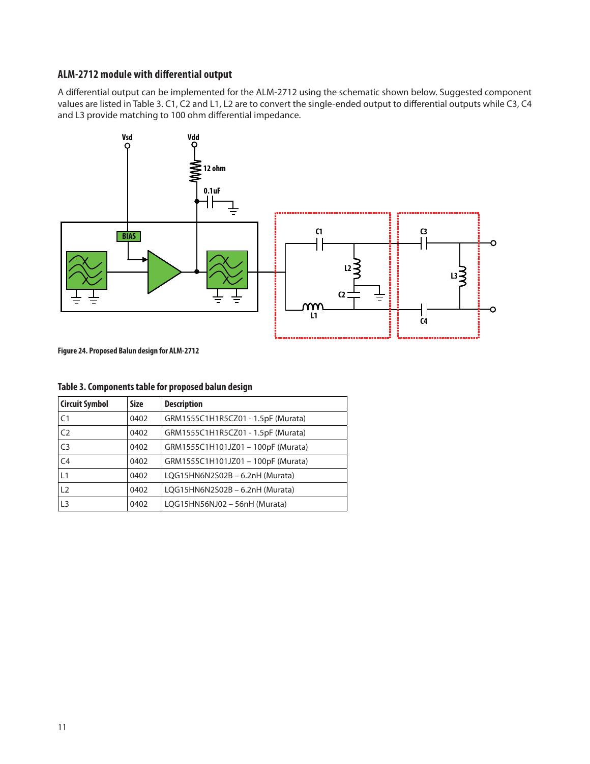### ALM-2712 module with differential output

A differential output can be implemented for the ALM-2712 using the schematic shown below. Suggested component values are listed in Table 3. C1, C2 and L1, L2 are to convert the single-ended output to differential outputs while C3, C4 and L3 provide matching to 100 ohm differential impedance.

Figure 24. Proposed Balun design for ALM-2712

**Table 3. Components table for proposed balun design**

| Circuit Symbol | Size | Description |
|---|---|---|
| C1 | 0402 | GRM1555C1H1R5CZ01 - 1.5pF (Murata) |
| C2 | 0402 | GRM1555C1H1R5CZ01 - 1.5pF (Murata) |
| C3 | 0402 | GRM1555C1H101JZ01 – 100pF (Murata) |
| C4 | 0402 | GRM1555C1H101JZ01 – 100pF (Murata) |
| L1 | 0402 | LQG15HN6N2S02B – 6.2nH (Murata) |
| L2 | 0402 | LQG15HN6N2S02B – 6.2nH (Murata) |
| L3 | 0402 | LQG15HN56NJ02 – 56nH (Murata) |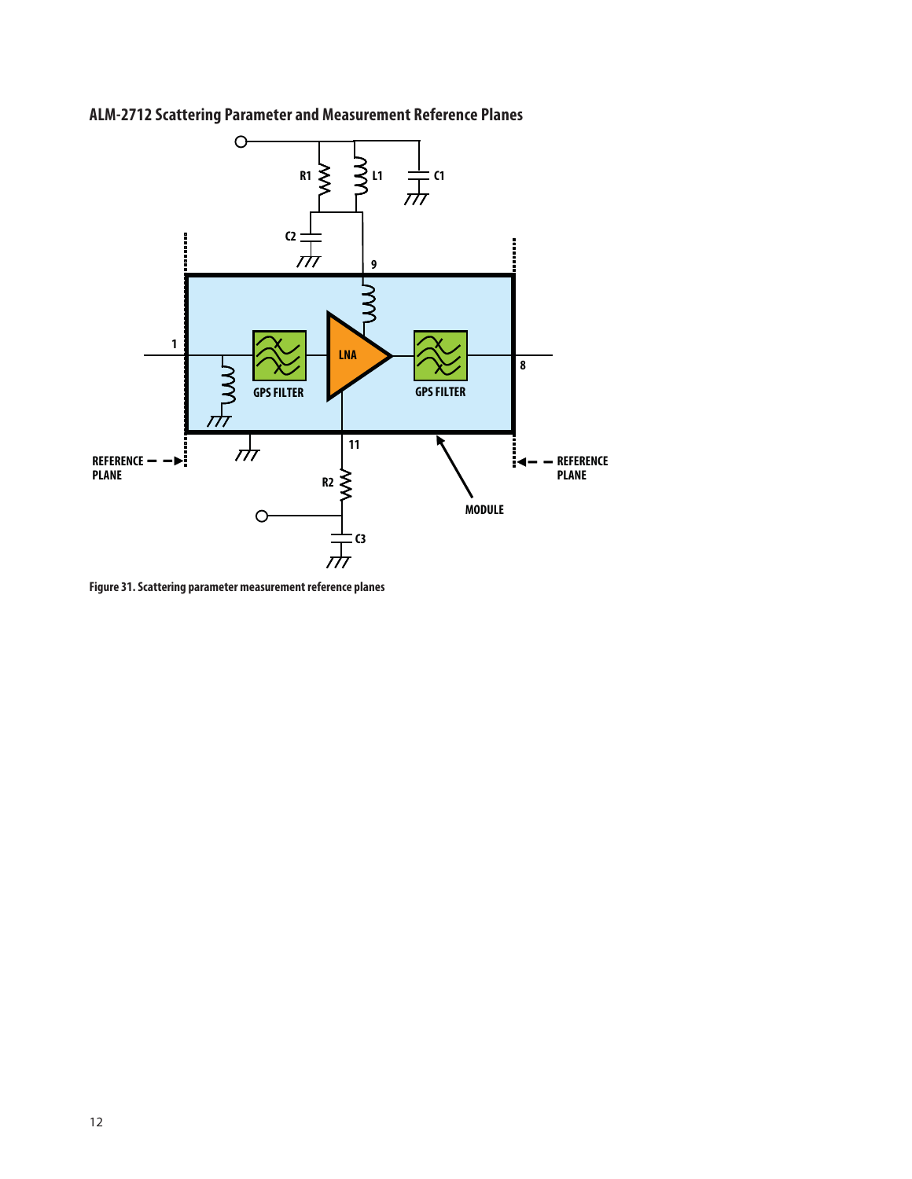## ALM-2712 Scattering Parameter and Measurement Reference Planes

Figure 31. Scattering parameter measurement reference planes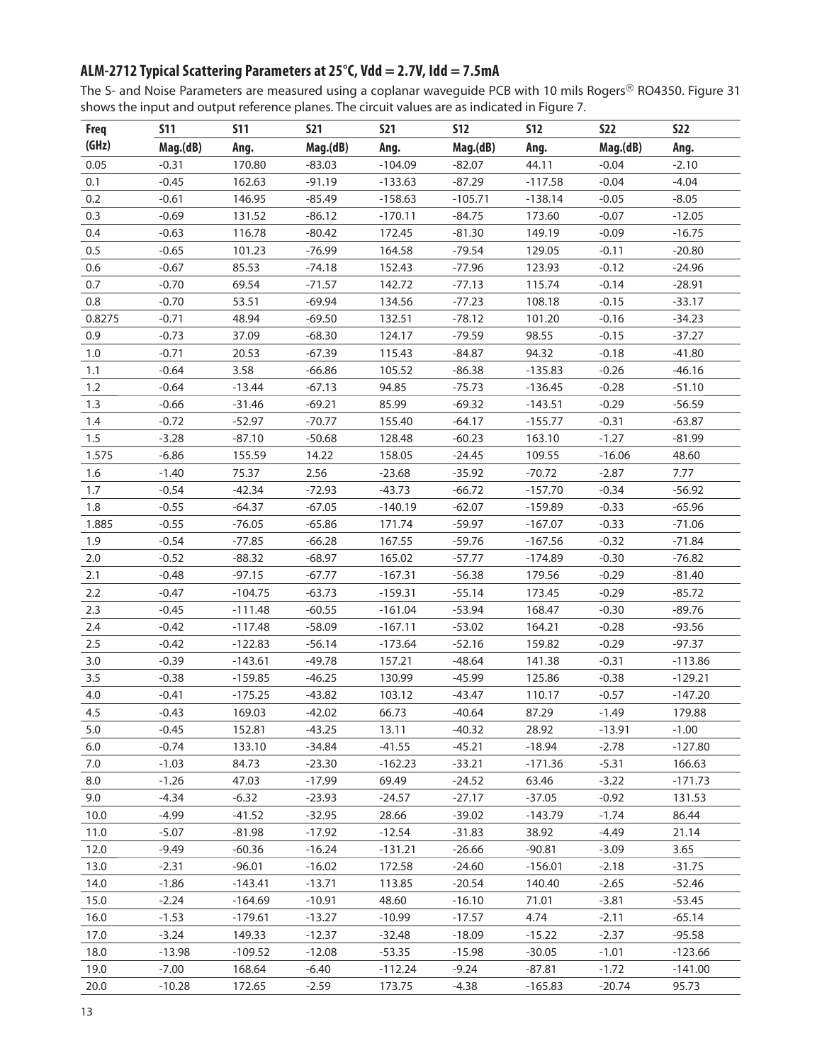## ALM-2712 Typical Scattering Parameters at 25°C, Vdd = 2.7V, Idd = 7.5mA

The S- and Noise Parameters are measured using a coplanar waveguide PCB with 10 mils Rogers® RO4350. Figure 31 shows the input and output reference planes. The circuit values are as indicated in Figure 7.

| Freq (GHz) | S11 Mag.(dB) | S11 Ang. | S21 Mag.(dB) | S21 Ang. | S12 Mag.(dB) | S12 Ang. | S22 Mag.(dB) | S22 Ang. |
|---|---|---|---|---|---|---|---|---|
| 0.05 | -0.31 | 170.80 | -83.03 | -104.09 | -82.07 | 44.11 | -0.04 | -2.10 |
| 0.1 | -0.45 | 162.63 | -91.19 | -133.63 | -87.29 | -117.58 | -0.04 | -4.04 |
| 0.2 | -0.61 | 146.95 | -85.49 | -158.63 | -105.71 | -138.14 | -0.05 | -8.05 |
| 0.3 | -0.69 | 131.52 | -86.12 | -170.11 | -84.75 | 173.60 | -0.07 | -12.05 |
| 0.4 | -0.63 | 116.78 | -80.42 | 172.45 | -81.30 | 149.19 | -0.09 | -16.75 |
| 0.5 | -0.65 | 101.23 | -76.99 | 164.58 | -79.54 | 129.05 | -0.11 | -20.80 |
| 0.6 | -0.67 | 85.53 | -74.18 | 152.43 | -77.96 | 123.93 | -0.12 | -24.96 |
| 0.7 | -0.70 | 69.54 | -71.57 | 142.72 | -77.13 | 115.74 | -0.14 | -28.91 |
| 0.8 | -0.70 | 53.51 | -69.94 | 134.56 | -77.23 | 108.18 | -0.15 | -33.17 |
| 0.8275 | -0.71 | 48.94 | -69.50 | 132.51 | -78.12 | 101.20 | -0.16 | -34.23 |
| 0.9 | -0.73 | 37.09 | -68.30 | 124.17 | -79.59 | 98.55 | -0.15 | -37.27 |
| 1.0 | -0.71 | 20.53 | -67.39 | 115.43 | -84.87 | 94.32 | -0.18 | -41.80 |
| 1.1 | -0.64 | 3.58 | -66.86 | 105.52 | -86.38 | -135.83 | -0.26 | -46.16 |
| 1.2 | -0.64 | -13.44 | -67.13 | 94.85 | -75.73 | -136.45 | -0.28 | -51.10 |
| 1.3 | -0.66 | -31.46 | -69.21 | 85.99 | -69.32 | -143.51 | -0.29 | -56.59 |
| 1.4 | -0.72 | -52.97 | -70.77 | 155.40 | -64.17 | -155.77 | -0.31 | -63.87 |
| 1.5 | -3.28 | -87.10 | -50.68 | 128.48 | -60.23 | 163.10 | -1.27 | -81.99 |
| 1.575 | -6.86 | 155.59 | 14.22 | 158.05 | -24.45 | 109.55 | -16.06 | 48.60 |
| 1.6 | -1.40 | 75.37 | 2.56 | -23.68 | -35.92 | -70.72 | -2.87 | 7.77 |
| 1.7 | -0.54 | -42.34 | -72.93 | -43.73 | -66.72 | -157.70 | -0.34 | -56.92 |
| 1.8 | -0.55 | -64.37 | -67.05 | -140.19 | -62.07 | -159.89 | -0.33 | -65.96 |
| 1.885 | -0.55 | -76.05 | -65.86 | 171.74 | -59.97 | -167.07 | -0.33 | -71.06 |
| 1.9 | -0.54 | -77.85 | -66.28 | 167.55 | -59.76 | -167.56 | -0.32 | -71.84 |
| 2.0 | -0.52 | -88.32 | -68.97 | 165.02 | -57.77 | -174.89 | -0.30 | -76.82 |
| 2.1 | -0.48 | -97.15 | -67.77 | -167.31 | -56.38 | 179.56 | -0.29 | -81.40 |
| 2.2 | -0.47 | -104.75 | -63.73 | -159.31 | -55.14 | 173.45 | -0.29 | -85.72 |
| 2.3 | -0.45 | -111.48 | -60.55 | -161.04 | -53.94 | 168.47 | -0.30 | -89.76 |
| 2.4 | -0.42 | -117.48 | -58.09 | -167.11 | -53.02 | 164.21 | -0.28 | -93.56 |
| 2.5 | -0.42 | -122.83 | -56.14 | -173.64 | -52.16 | 159.82 | -0.29 | -97.37 |
| 3.0 | -0.39 | -143.61 | -49.78 | 157.21 | -48.64 | 141.38 | -0.31 | -113.86 |
| 3.5 | -0.38 | -159.85 | -46.25 | 130.99 | -45.99 | 125.86 | -0.38 | -129.21 |
| 4.0 | -0.41 | -175.25 | -43.82 | 103.12 | -43.47 | 110.17 | -0.57 | -147.20 |
| 4.5 | -0.43 | 169.03 | -42.02 | 66.73 | -40.64 | 87.29 | -1.49 | 179.88 |
| 5.0 | -0.45 | 152.81 | -43.25 | 13.11 | -40.32 | 28.92 | -13.91 | -1.00 |
| 6.0 | -0.74 | 133.10 | -34.84 | -41.55 | -45.21 | -18.94 | -2.78 | -127.80 |
| 7.0 | -1.03 | 84.73 | -23.30 | -162.23 | -33.21 | -171.36 | -5.31 | 166.63 |
| 8.0 | -1.26 | 47.03 | -17.99 | 69.49 | -24.52 | 63.46 | -3.22 | -171.73 |
| 9.0 | -4.34 | -6.32 | -23.93 | -24.57 | -27.17 | -37.05 | -0.92 | 131.53 |
| 10.0 | -4.99 | -41.52 | -32.95 | 28.66 | -39.02 | -143.79 | -1.74 | 86.44 |
| 11.0 | -5.07 | -81.98 | -17.92 | -12.54 | -31.83 | 38.92 | -4.49 | 21.14 |
| 12.0 | -9.49 | -60.36 | -16.24 | -131.21 | -26.66 | -90.81 | -3.09 | 3.65 |
| 13.0 | -2.31 | -96.01 | -16.02 | 172.58 | -24.60 | -156.01 | -2.18 | -31.75 |
| 14.0 | -1.86 | -143.41 | -13.71 | 113.85 | -20.54 | 140.40 | -2.65 | -52.46 |
| 15.0 | -2.24 | -164.69 | -10.91 | 48.60 | -16.10 | 71.01 | -3.81 | -53.45 |
| 16.0 | -1.53 | -179.61 | -13.27 | -10.99 | -17.57 | 4.74 | -2.11 | -65.14 |
| 17.0 | -3.24 | 149.33 | -12.37 | -32.48 | -18.09 | -15.22 | -2.37 | -95.58 |
| 18.0 | -13.98 | -109.52 | -12.08 | -53.35 | -15.98 | -30.05 | -1.01 | -123.66 |
| 19.0 | -7.00 | 168.64 | -6.40 | -112.24 | -9.24 | -87.81 | -1.72 | -141.00 |
| 20.0 | -10.28 | 172.65 | -2.59 | 173.75 | -4.38 | -165.83 | -20.74 | 95.73 |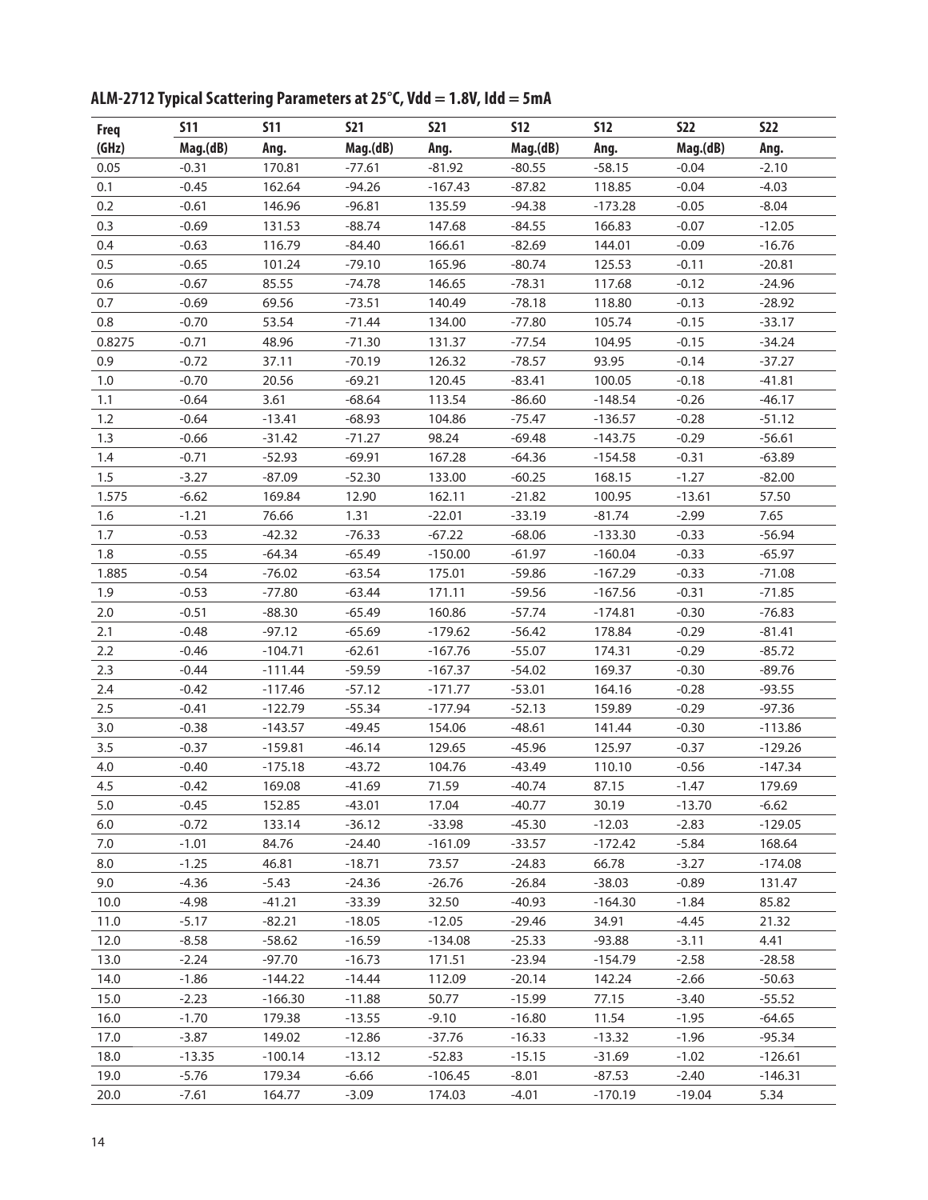## ALM-2712 Typical Scattering Parameters at 25°C, Vdd = 1.8V, Idd = 5mA

| Freq (GHz) | S11 Mag.(dB) | S11 Ang. | S21 Mag.(dB) | S21 Ang. | S12 Mag.(dB) | S12 Ang. | S22 Mag.(dB) | S22 Ang. |
|---|---|---|---|---|---|---|---|---|
| 0.05 | -0.31 | 170.81 | -77.61 | -81.92 | -80.55 | -58.15 | -0.04 | -2.10 |
| 0.1 | -0.45 | 162.64 | -94.26 | -167.43 | -87.82 | 118.85 | -0.04 | -4.03 |
| 0.2 | -0.61 | 146.96 | -96.81 | 135.59 | -94.38 | -173.28 | -0.05 | -8.04 |
| 0.3 | -0.69 | 131.53 | -88.74 | 147.68 | -84.55 | 166.83 | -0.07 | -12.05 |
| 0.4 | -0.63 | 116.79 | -84.40 | 166.61 | -82.69 | 144.01 | -0.09 | -16.76 |
| 0.5 | -0.65 | 101.24 | -79.10 | 165.96 | -80.74 | 125.53 | -0.11 | -20.81 |
| 0.6 | -0.67 | 85.55 | -74.78 | 146.65 | -78.31 | 117.68 | -0.12 | -24.96 |
| 0.7 | -0.69 | 69.56 | -73.51 | 140.49 | -78.18 | 118.80 | -0.13 | -28.92 |
| 0.8 | -0.70 | 53.54 | -71.44 | 134.00 | -77.80 | 105.74 | -0.15 | -33.17 |
| 0.8275 | -0.71 | 48.96 | -71.30 | 131.37 | -77.54 | 104.95 | -0.15 | -34.24 |
| 0.9 | -0.72 | 37.11 | -70.19 | 126.32 | -78.57 | 93.95 | -0.14 | -37.27 |
| 1.0 | -0.70 | 20.56 | -69.21 | 120.45 | -83.41 | 100.05 | -0.18 | -41.81 |
| 1.1 | -0.64 | 3.61 | -68.64 | 113.54 | -86.60 | -148.54 | -0.26 | -46.17 |
| 1.2 | -0.64 | -13.41 | -68.93 | 104.86 | -75.47 | -136.57 | -0.28 | -51.12 |
| 1.3 | -0.66 | -31.42 | -71.27 | 98.24 | -69.48 | -143.75 | -0.29 | -56.61 |
| 1.4 | -0.71 | -52.93 | -69.91 | 167.28 | -64.36 | -154.58 | -0.31 | -63.89 |
| 1.5 | -3.27 | -87.09 | -52.30 | 133.00 | -60.25 | 168.15 | -1.27 | -82.00 |
| 1.575 | -6.62 | 169.84 | 12.90 | 162.11 | -21.82 | 100.95 | -13.61 | 57.50 |
| 1.6 | -1.21 | 76.66 | 1.31 | -22.01 | -33.19 | -81.74 | -2.99 | 7.65 |
| 1.7 | -0.53 | -42.32 | -76.33 | -67.22 | -68.06 | -133.30 | -0.33 | -56.94 |
| 1.8 | -0.55 | -64.34 | -65.49 | -150.00 | -61.97 | -160.04 | -0.33 | -65.97 |
| 1.885 | -0.54 | -76.02 | -63.54 | 175.01 | -59.86 | -167.29 | -0.33 | -71.08 |
| 1.9 | -0.53 | -77.80 | -63.44 | 171.11 | -59.56 | -167.56 | -0.31 | -71.85 |
| 2.0 | -0.51 | -88.30 | -65.49 | 160.86 | -57.74 | -174.81 | -0.30 | -76.83 |
| 2.1 | -0.48 | -97.12 | -65.69 | -179.62 | -56.42 | 178.84 | -0.29 | -81.41 |
| 2.2 | -0.46 | -104.71 | -62.61 | -167.76 | -55.07 | 174.31 | -0.29 | -85.72 |
| 2.3 | -0.44 | -111.44 | -59.59 | -167.37 | -54.02 | 169.37 | -0.30 | -89.76 |
| 2.4 | -0.42 | -117.46 | -57.12 | -171.77 | -53.01 | 164.16 | -0.28 | -93.55 |
| 2.5 | -0.41 | -122.79 | -55.34 | -177.94 | -52.13 | 159.89 | -0.29 | -97.36 |
| 3.0 | -0.38 | -143.57 | -49.45 | 154.06 | -48.61 | 141.44 | -0.30 | -113.86 |
| 3.5 | -0.37 | -159.81 | -46.14 | 129.65 | -45.96 | 125.97 | -0.37 | -129.26 |
| 4.0 | -0.40 | -175.18 | -43.72 | 104.76 | -43.49 | 110.10 | -0.56 | -147.34 |
| 4.5 | -0.42 | 169.08 | -41.69 | 71.59 | -40.74 | 87.15 | -1.47 | 179.69 |
| 5.0 | -0.45 | 152.85 | -43.01 | 17.04 | -40.77 | 30.19 | -13.70 | -6.62 |
| 6.0 | -0.72 | 133.14 | -36.12 | -33.98 | -45.30 | -12.03 | -2.83 | -129.05 |
| 7.0 | -1.01 | 84.76 | -24.40 | -161.09 | -33.57 | -172.42 | -5.84 | 168.64 |
| 8.0 | -1.25 | 46.81 | -18.71 | 73.57 | -24.83 | 66.78 | -3.27 | -174.08 |
| 9.0 | -4.36 | -5.43 | -24.36 | -26.76 | -26.84 | -38.03 | -0.89 | 131.47 |
| 10.0 | -4.98 | -41.21 | -33.39 | 32.50 | -40.93 | -164.30 | -1.84 | 85.82 |
| 11.0 | -5.17 | -82.21 | -18.05 | -12.05 | -29.46 | 34.91 | -4.45 | 21.32 |
| 12.0 | -8.58 | -58.62 | -16.59 | -134.08 | -25.33 | -93.88 | -3.11 | 4.41 |
| 13.0 | -2.24 | -97.70 | -16.73 | 171.51 | -23.94 | -154.79 | -2.58 | -28.58 |
| 14.0 | -1.86 | -144.22 | -14.44 | 112.09 | -20.14 | 142.24 | -2.66 | -50.63 |
| 15.0 | -2.23 | -166.30 | -11.88 | 50.77 | -15.99 | 77.15 | -3.40 | -55.52 |
| 16.0 | -1.70 | 179.38 | -13.55 | -9.10 | -16.80 | 11.54 | -1.95 | -64.65 |
| 17.0 | -3.87 | 149.02 | -12.86 | -37.76 | -16.33 | -13.32 | -1.96 | -95.34 |
| 18.0 | -13.35 | -100.14 | -13.12 | -52.83 | -15.15 | -31.69 | -1.02 | -126.61 |
| 19.0 | -5.76 | 179.34 | -6.66 | -106.45 | -8.01 | -87.53 | -2.40 | -146.31 |
| 20.0 | -7.61 | 164.77 | -3.09 | 174.03 | -4.01 | -170.19 | -19.04 | 5.34 |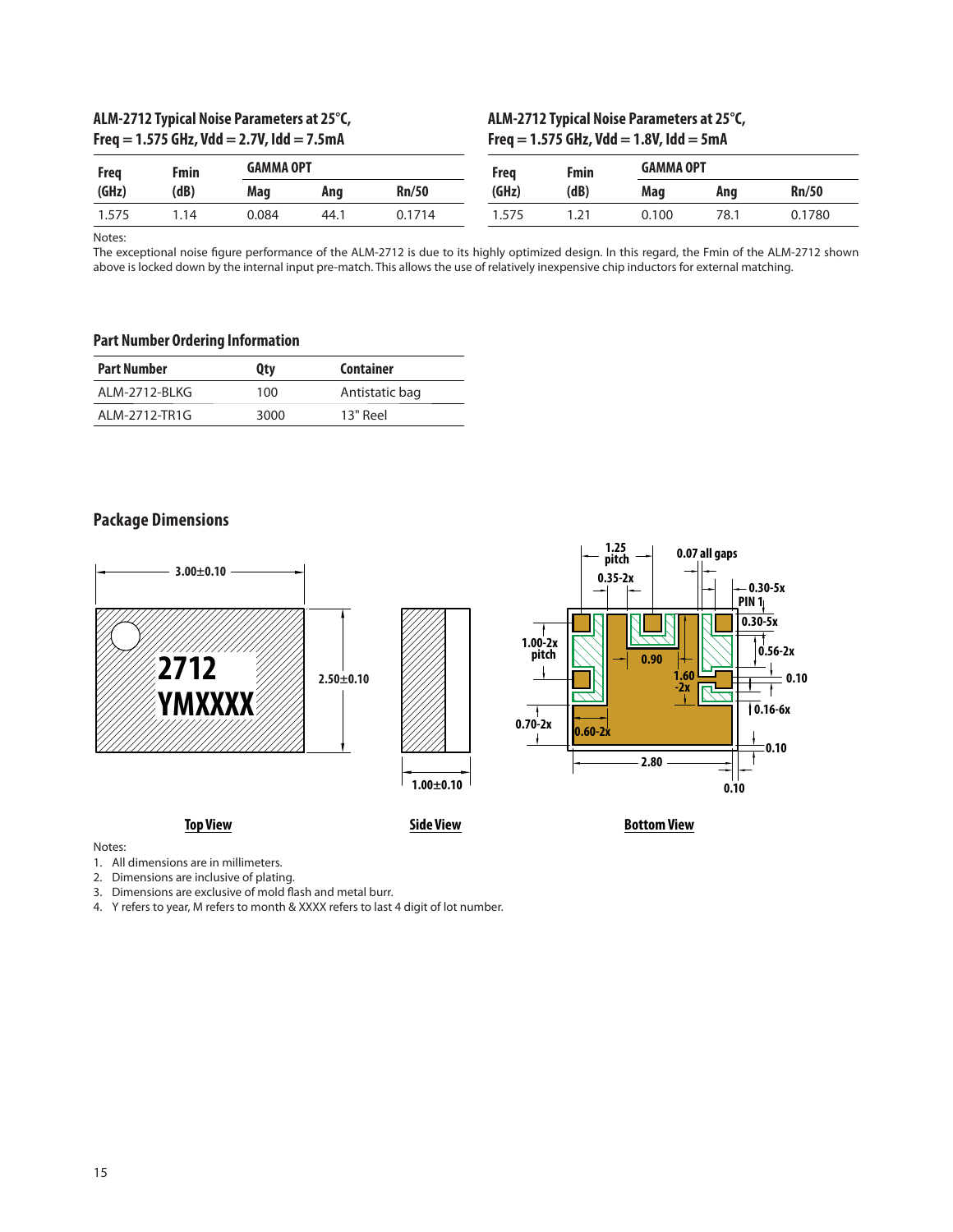### ALM-2712 Typical Noise Parameters at 25°C, Freq = 1.575 GHz, Vdd = 2.7V, Idd = 7.5mA

| Freq (GHz) | Fmin (dB) | GAMMA OPT Mag | GAMMA OPT Ang | Rn/50 |
|---|---|---|---|---|
| 1.575 | 1.14 | 0.084 | 44.1 | 0.1714 |

### ALM-2712 Typical Noise Parameters at 25°C, Freq = 1.575 GHz, Vdd = 1.8V, Idd = 5mA

| Freq (GHz) | Fmin (dB) | GAMMA OPT Mag | GAMMA OPT Ang | Rn/50 |
|---|---|---|---|---|
| 1.575 | 1.21 | 0.100 | 78.1 | 0.1780 |

Notes:
The exceptional noise figure performance of the ALM-2712 is due to its highly optimized design. In this regard, the Fmin of the ALM-2712 shown above is locked down by the internal input pre-match. This allows the use of relatively inexpensive chip inductors for external matching.

## Part Number Ordering Information

| Part Number | Qty | Container |
|---|---|---|
| ALM-2712-BLKG | 100 | Antistatic bag |
| ALM-2712-TR1G | 3000 | 13" Reel |

## Package Dimensions

Top View: 3.00±0.10; 2.50±0.10; marking "2712 YMXXXX"

Side View: 1.00±0.10

Bottom View: 1.25 pitch; 0.07 all gaps; 0.35-2x; 0.30-5x; PIN 1; 0.30-5x; 1.00-2x pitch; 0.90; 0.56-2x; 1.60 -2x; 0.10; 0.16-6x; 0.70-2x; 0.60-2x; 0.10; 2.80; 0.10

Notes:
1. All dimensions are in millimeters.
2. Dimensions are inclusive of plating.
3. Dimensions are exclusive of mold flash and metal burr.
4. Y refers to year, M refers to month & XXXX refers to last 4 digit of lot number.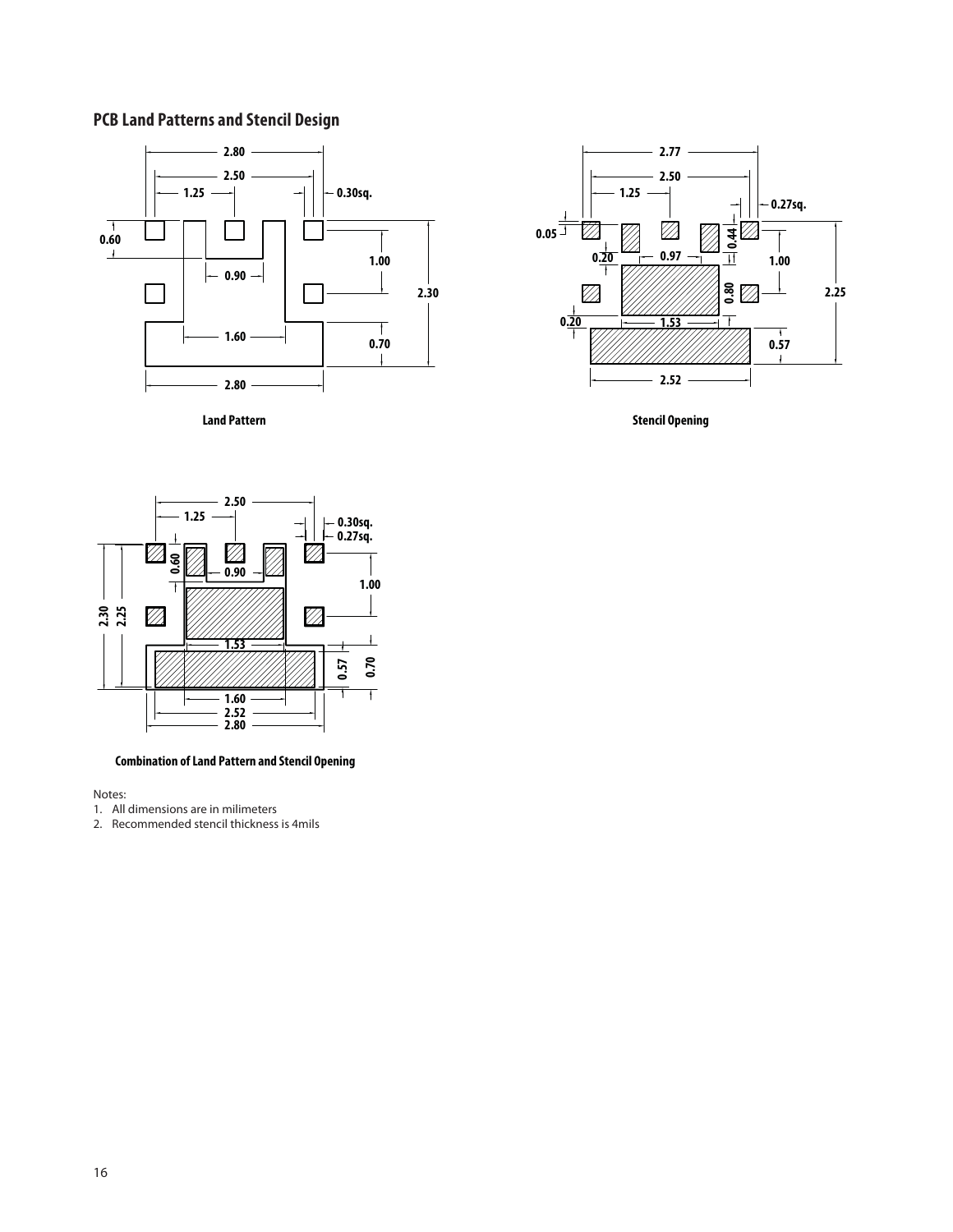## PCB Land Patterns and Stencil Design

Land Pattern

Stencil Opening

Combination of Land Pattern and Stencil Opening

Notes:

1. All dimensions are in milimeters
2. Recommended stencil thickness is 4mils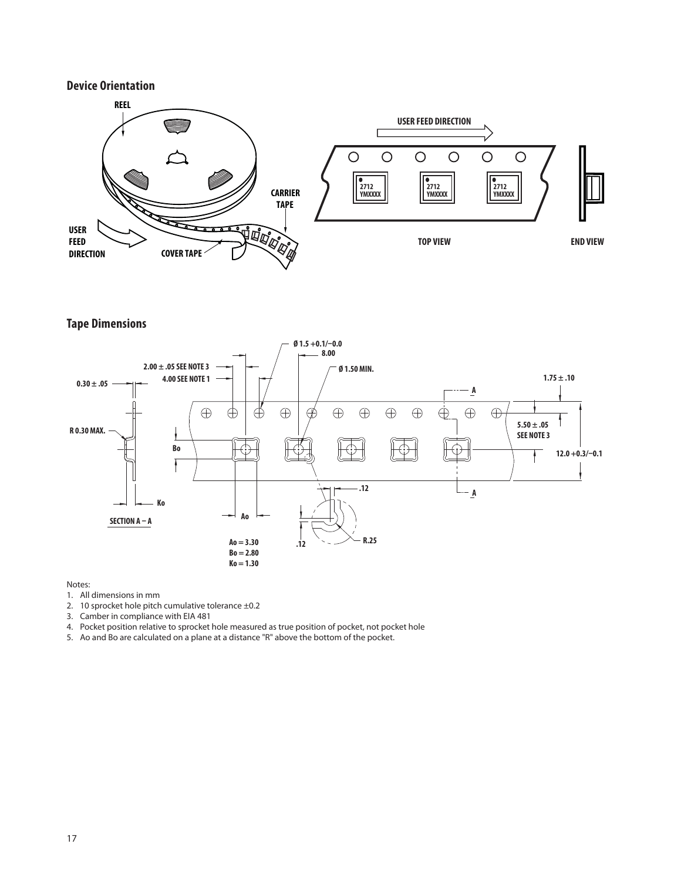## Device Orientation

## Tape Dimensions

Notes:

1. All dimensions in mm
2. 10 sprocket hole pitch cumulative tolerance ±0.2
3. Camber in compliance with EIA 481
4. Pocket position relative to sprocket hole measured as true position of pocket, not pocket hole
5. Ao and Bo are calculated on a plane at a distance "R" above the bottom of the pocket.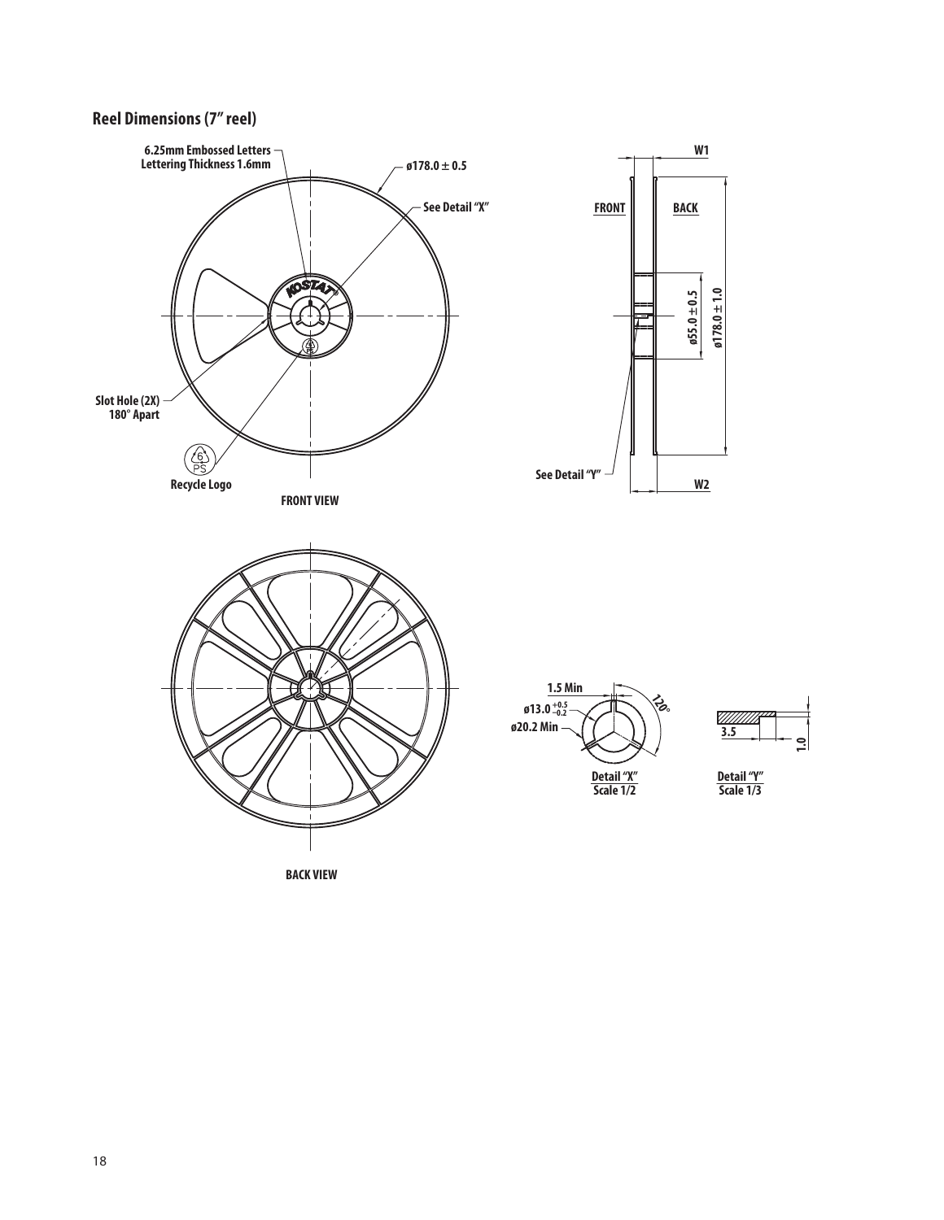## Reel Dimensions (7" reel)

6.25mm Embossed Letters
Lettering Thickness 1.6mm

ø178.0 ± 0.5

See Detail "X"

Slot Hole (2X)
180° Apart

Recycle Logo

FRONT VIEW

W1

FRONT

BACK

ø55.0 ± 0.5

ø178.0 ± 1.0

See Detail "Y"

W2

BACK VIEW

1.5 Min

ø13.0 $^{+0.5}_{-0.2}$

ø20.2 Min

120°

Detail "X"
Scale 1/2

3.5

1.0

Detail "Y"
Scale 1/3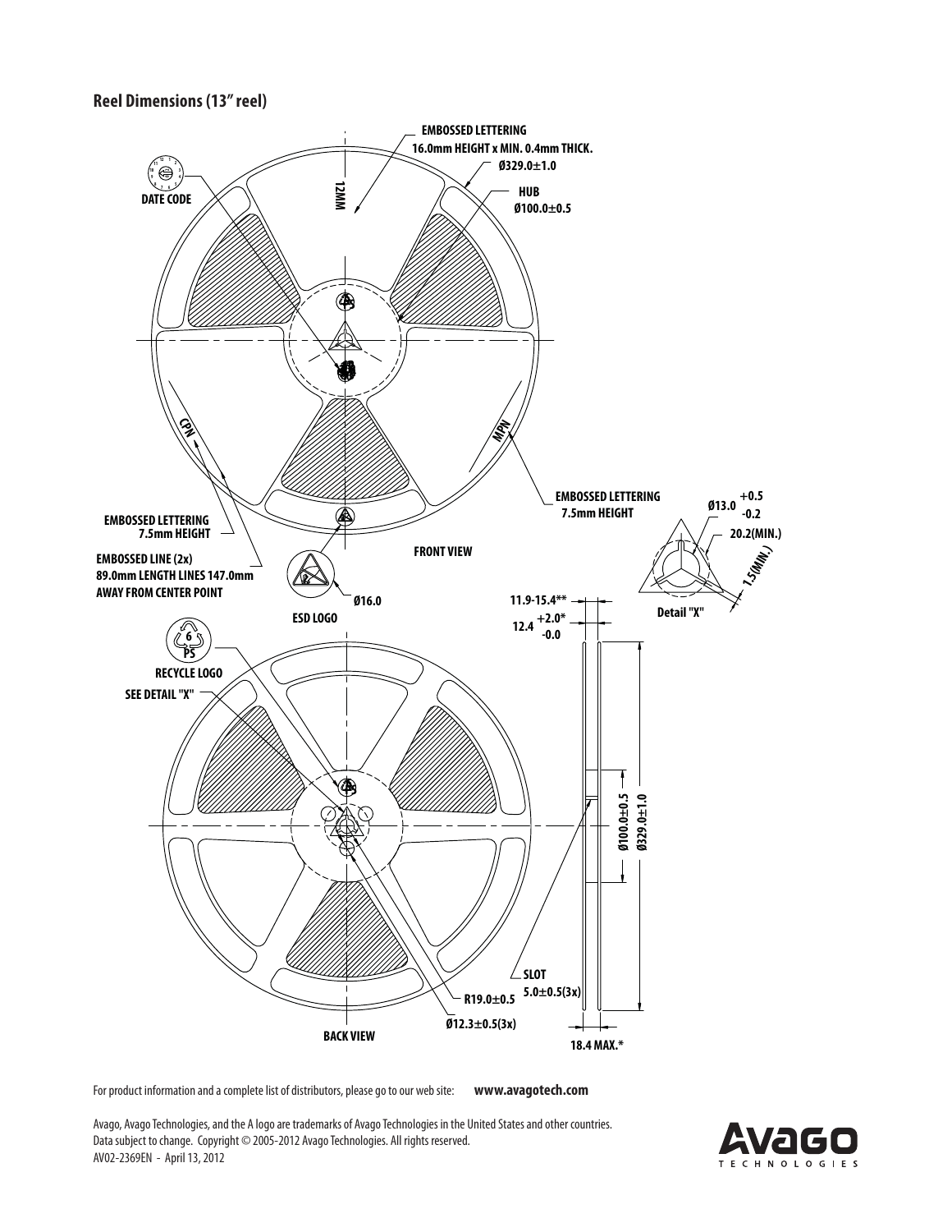### Reel Dimensions (13" reel)

EMBOSSED LETTERING
16.0mm HEIGHT x MIN. 0.4mm THICK.
Ø329.0±1.0
HUB
Ø100.0±0.5
DATE CODE
12MM
CPN
MPN
EMBOSSED LETTERING
7.5mm HEIGHT
EMBOSSED LETTERING
7.5mm HEIGHT
EMBOSSED LINE (2x)
89.0mm LENGTH LINES 147.0mm
AWAY FROM CENTER POINT
FRONT VIEW
Ø16.0
ESD LOGO
Ø13.0 +0.5 -0.2
20.2(MIN.)
1.5(MIN.)
Detail "X"
11.9-15.4**
12.4 +2.0* -0.0
6
PS
RECYCLE LOGO
SEE DETAIL "X"
Ø100.0±0.5
Ø329.0±1.0
SLOT
5.0±0.5(3x)
R19.0±0.5
Ø12.3±0.5(3x)
BACK VIEW
18.4 MAX.*

For product information and a complete list of distributors, please go to our web site: **www.avagotech.com**

Avago, Avago Technologies, and the A logo are trademarks of Avago Technologies in the United States and other countries.
Data subject to change. Copyright © 2005-2012 Avago Technologies. All rights reserved.
AV02-2369EN - April 13, 2012